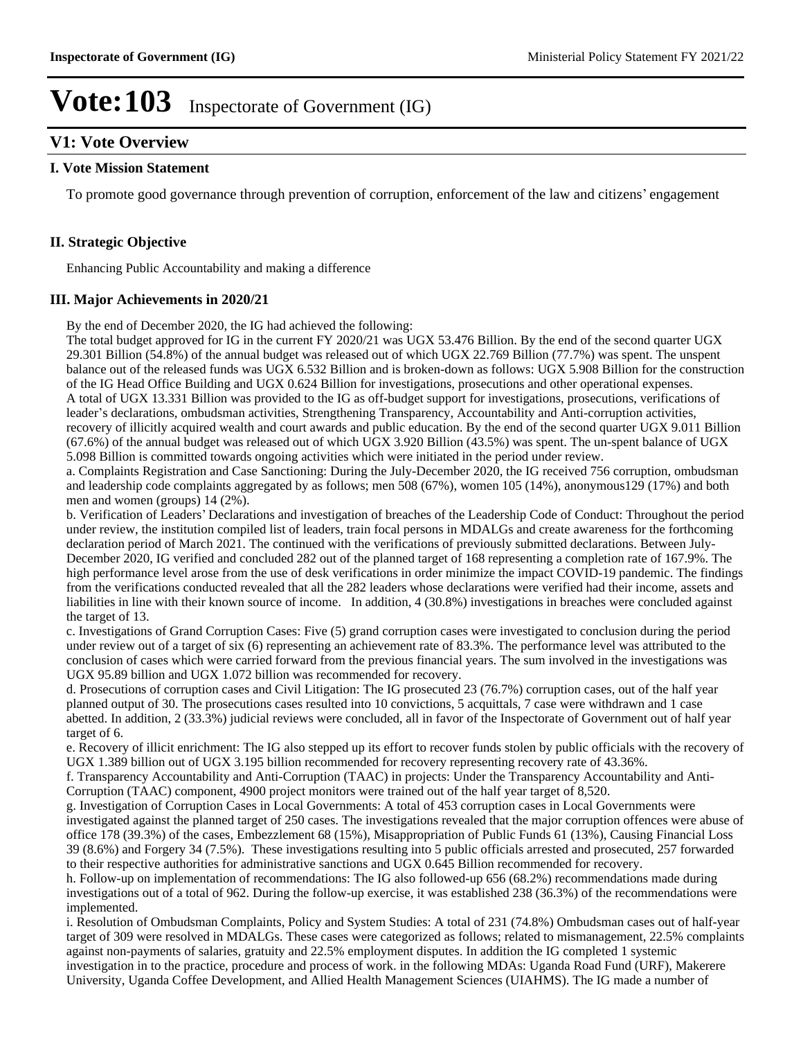# Vote:103 Inspectorate of Government (IG)

## V1: Vote Overview

### I. Vote Mission Statement

To promote good governance through prevention of corruption, enforcement of the law and citizens' engagement

### II. Strategic Objective

Enhancing Public Accountability and making a difference

### III. Major Achievements in 2020/21

By the end of December 2020, the IG had achieved the following:

The total budget approved for IG in the current FY 2020/21 was UGX 53.476 Billion. By the end of the second quarter UGX 29.301 Billion (54.8%) of the annual budget was released out of which UGX 22.769 Billion (77.7%) was spent. The unspent balance out of the released funds was UGX 6.532 Billion and is broken-down as follows: UGX 5.908 Billion for the construction of the IG Head Office Building and UGX 0.624 Billion for investigations, prosecutions and other operational expenses.

A total of UGX 13.331 Billion was provided to the IG as off-budget support for investigations, prosecutions, verifications of leader's declarations, ombudsman activities, Strengthening Transparency, Accountability and Anti-corruption activities, recovery of illicitly acquired wealth and court awards and public education. By the end of the second quarter UGX 9.011 Billion (67.6%) of the annual budget was released out of which UGX 3.920 Billion (43.5%) was spent. The un-spent balance of UGX 5.098 Billion is committed towards ongoing activities which were initiated in the period under review.

a. Complaints Registration and Case Sanctioning: During the July-December 2020, the IG received 756 corruption, ombudsman and leadership code complaints aggregated by as follows; men 508 (67%), women 105 (14%), anonymous129 (17%) and both men and women (groups) 14 (2%).

b. Verification of Leaders' Declarations and investigation of breaches of the Leadership Code of Conduct: Throughout the period under review, the institution compiled list of leaders, train focal persons in MDALGs and create awareness for the forthcoming declaration period of March 2021. The continued with the verifications of previously submitted declarations. Between July-December 2020, IG verified and concluded 282 out of the planned target of 168 representing a completion rate of 167.9%. The high performance level arose from the use of desk verifications in order minimize the impact COVID-19 pandemic. The findings from the verifications conducted revealed that all the 282 leaders whose declarations were verified had their income, assets and liabilities in line with their known source of income. In addition, 4 (30.8%) investigations in breaches were concluded against the target of 13.

c. Investigations of Grand Corruption Cases: Five (5) grand corruption cases were investigated to conclusion during the period under review out of a target of six (6) representing an achievement rate of 83.3%. The performance level was attributed to the conclusion of cases which were carried forward from the previous financial years. The sum involved in the investigations was UGX 95.89 billion and UGX 1.072 billion was recommended for recovery.

d. Prosecutions of corruption cases and Civil Litigation: The IG prosecuted 23 (76.7%) corruption cases, out of the half year planned output of 30. The prosecutions cases resulted into 10 convictions, 5 acquittals, 7 case were withdrawn and 1 case abetted. In addition, 2 (33.3%) judicial reviews were concluded, all in favor of the Inspectorate of Government out of half year target of 6.

e. Recovery of illicit enrichment: The IG also stepped up its effort to recover funds stolen by public officials with the recovery of UGX 1.389 billion out of UGX 3.195 billion recommended for recovery representing recovery rate of 43.36%.

f. Transparency Accountability and Anti-Corruption (TAAC) in projects: Under the Transparency Accountability and Anti-Corruption (TAAC) component, 4900 project monitors were trained out of the half year target of 8,520.

g. Investigation of Corruption Cases in Local Governments: A total of 453 corruption cases in Local Governments were investigated against the planned target of 250 cases. The investigations revealed that the major corruption offences were abuse of office 178 (39.3%) of the cases, Embezzlement 68 (15%), Misappropriation of Public Funds 61 (13%), Causing Financial Loss 39 (8.6%) and Forgery 34 (7.5%). These investigations resulting into 5 public officials arrested and prosecuted, 257 forwarded to their respective authorities for administrative sanctions and UGX 0.645 Billion recommended for recovery.

h. Follow-up on implementation of recommendations: The IG also followed-up 656 (68.2%) recommendations made during investigations out of a total of 962. During the follow-up exercise, it was established 238 (36.3%) of the recommendations were implemented.

i. Resolution of Ombudsman Complaints, Policy and System Studies: A total of 231 (74.8%) Ombudsman cases out of half-year target of 309 were resolved in MDALGs. These cases were categorized as follows; related to mismanagement, 22.5% complaints against non-payments of salaries, gratuity and 22.5% employment disputes. In addition the IG completed 1 systemic investigation in to the practice, procedure and process of work. in the following MDAs: Uganda Road Fund (URF), Makerere University, Uganda Coffee Development, and Allied Health Management Sciences (UIAHMS). The IG made a number of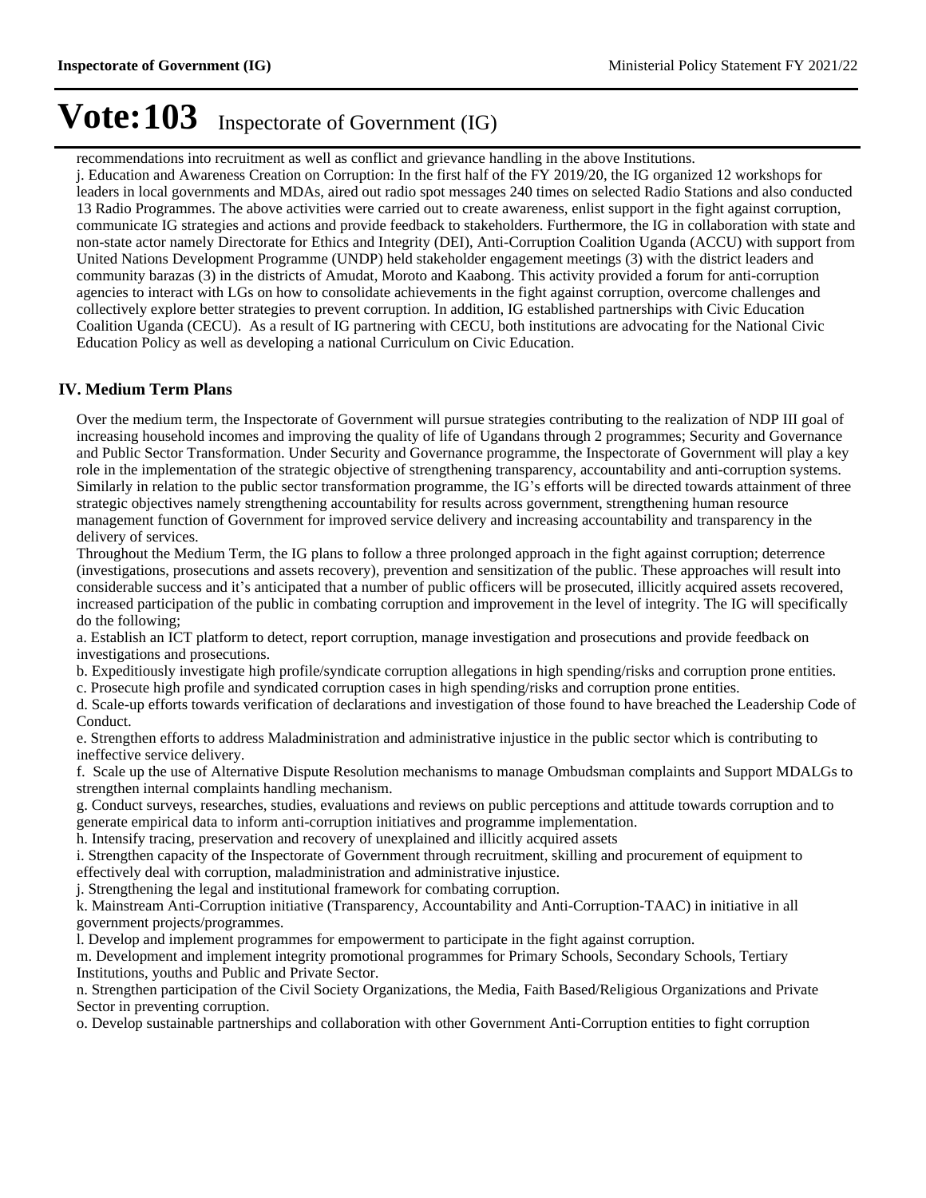recommendations into recruitment as well as conflict and grievance handling in the above Institutions.

j. Education and Awareness Creation on Corruption: In the first half of the FY 2019/20, the IG organized 12 workshops for leaders in local governments and MDAs, aired out radio spot messages 240 times on selected Radio Stations and also conducted 13 Radio Programmes. The above activities were carried out to create awareness, enlist support in the fight against corruption, communicate IG strategies and actions and provide feedback to stakeholders. Furthermore, the IG in collaboration with state and non-state actor namely Directorate for Ethics and Integrity (DEI), Anti-Corruption Coalition Uganda (ACCU) with support from United Nations Development Programme (UNDP) held stakeholder engagement meetings (3) with the district leaders and community barazas (3) in the districts of Amudat, Moroto and Kaabong. This activity provided a forum for anti-corruption agencies to interact with LGs on how to consolidate achievements in the fight against corruption, overcome challenges and collectively explore better strategies to prevent corruption. In addition, IG established partnerships with Civic Education Coalition Uganda (CECU). As a result of IG partnering with CECU, both institutions are advocating for the National Civic Education Policy as well as developing a national Curriculum on Civic Education.

## IV. Medium Term Plans

Over the medium term, the Inspectorate of Government will pursue strategies contributing to the realization of NDP III goal of increasing household incomes and improving the quality of life of Ugandans through 2 programmes; Security and Governance and Public Sector Transformation. Under Security and Governance programme, the Inspectorate of Government will play a key role in the implementation of the strategic objective of strengthening transparency, accountability and anti-corruption systems. Similarly in relation to the public sector transformation programme, the IG's efforts will be directed towards attainment of three strategic objectives namely strengthening accountability for results across government, strengthening human resource management function of Government for improved service delivery and increasing accountability and transparency in the delivery of services.

Throughout the Medium Term, the IG plans to follow a three prolonged approach in the fight against corruption; deterrence (investigations, prosecutions and assets recovery), prevention and sensitization of the public. These approaches will result into considerable success and it's anticipated that a number of public officers will be prosecuted, illicitly acquired assets recovered, increased participation of the public in combating corruption and improvement in the level of integrity. The IG will specifically do the following;

a. Establish an ICT platform to detect, report corruption, manage investigation and prosecutions and provide feedback on investigations and prosecutions.

b. Expeditiously investigate high profile/syndicate corruption allegations in high spending/risks and corruption prone entities.

c. Prosecute high profile and syndicated corruption cases in high spending/risks and corruption prone entities.

d. Scale-up efforts towards verification of declarations and investigation of those found to have breached the Leadership Code of Conduct.

e. Strengthen efforts to address Maladministration and administrative injustice in the public sector which is contributing to ineffective service delivery.

f. Scale up the use of Alternative Dispute Resolution mechanisms to manage Ombudsman complaints and Support MDALGs to strengthen internal complaints handling mechanism.

g. Conduct surveys, researches, studies, evaluations and reviews on public perceptions and attitude towards corruption and to generate empirical data to inform anti-corruption initiatives and programme implementation.

h. Intensify tracing, preservation and recovery of unexplained and illicitly acquired assets

i. Strengthen capacity of the Inspectorate of Government through recruitment, skilling and procurement of equipment to effectively deal with corruption, maladministration and administrative injustice.

j. Strengthening the legal and institutional framework for combating corruption.

k. Mainstream Anti-Corruption initiative (Transparency, Accountability and Anti-Corruption-TAAC) in initiative in all government projects/programmes.

l. Develop and implement programmes for empowerment to participate in the fight against corruption.

m. Development and implement integrity promotional programmes for Primary Schools, Secondary Schools, Tertiary Institutions, youths and Public and Private Sector.

n. Strengthen participation of the Civil Society Organizations, the Media, Faith Based/Religious Organizations and Private Sector in preventing corruption.

o. Develop sustainable partnerships and collaboration with other Government Anti-Corruption entities to fight corruption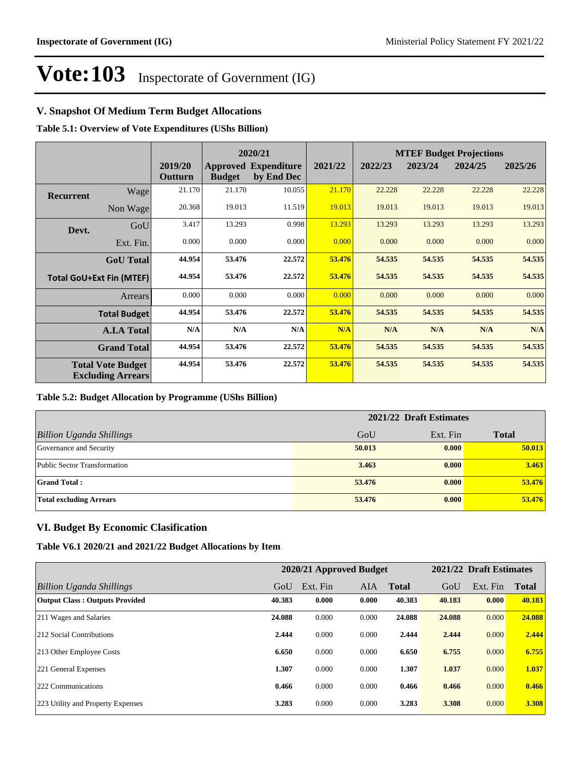# Vote:103 Inspectorate of Government (IG)

## V. Snapshot Of Medium Term Budget Allocations

**Table 5.1: Overview of Vote Expenditures (UShs Billion)**

| | | 2019/20 Outturn | 2020/21 Approved Budget | 2020/21 Expenditure by End Dec | 2021/22 | MTEF Budget Projections 2022/23 | 2023/24 | 2024/25 | 2025/26 |
|---|---|---|---|---|---|---|---|---|---|
| **Recurrent** | Wage | 21.170 | 21.170 | 10.055 | 21.170 | 22.228 | 22.228 | 22.228 | 22.228 |
| | Non Wage | 20.368 | 19.013 | 11.519 | 19.013 | 19.013 | 19.013 | 19.013 | 19.013 |
| **Devt.** | GoU | 3.417 | 13.293 | 0.998 | 13.293 | 13.293 | 13.293 | 13.293 | 13.293 |
| | Ext. Fin. | 0.000 | 0.000 | 0.000 | 0.000 | 0.000 | 0.000 | 0.000 | 0.000 |
| | **GoU Total** | **44.954** | **53.476** | **22.572** | **53.476** | **54.535** | **54.535** | **54.535** | **54.535** |
| **Total GoU+Ext Fin (MTEF)** | | **44.954** | **53.476** | **22.572** | **53.476** | **54.535** | **54.535** | **54.535** | **54.535** |
| | Arrears | 0.000 | 0.000 | 0.000 | 0.000 | 0.000 | 0.000 | 0.000 | 0.000 |
| | **Total Budget** | **44.954** | **53.476** | **22.572** | **53.476** | **54.535** | **54.535** | **54.535** | **54.535** |
| | **A.I.A Total** | **N/A** | **N/A** | **N/A** | **N/A** | **N/A** | **N/A** | **N/A** | **N/A** |
| | **Grand Total** | **44.954** | **53.476** | **22.572** | **53.476** | **54.535** | **54.535** | **54.535** | **54.535** |
| **Total Vote Budget Excluding Arrears** | | **44.954** | **53.476** | **22.572** | **53.476** | **54.535** | **54.535** | **54.535** | **54.535** |

**Table 5.2: Budget Allocation by Programme (UShs Billion)**

| | 2021/22 Draft Estimates | | |
|---|---|---|---|
| *Billion Uganda Shillings* | GoU | Ext. Fin | **Total** |
| Governance and Security | **50.013** | **0.000** | **50.013** |
| Public Sector Transformation | **3.463** | **0.000** | **3.463** |
| **Grand Total :** | **53.476** | **0.000** | **53.476** |
| **Total excluding Arrears** | **53.476** | **0.000** | **53.476** |

## VI. Budget By Economic Clasification

**Table V6.1 2020/21 and 2021/22 Budget Allocations by Item**

| | 2020/21 Approved Budget | | | | 2021/22 Draft Estimates | | |
|---|---|---|---|---|---|---|---|
| *Billion Uganda Shillings* | GoU | Ext. Fin | AIA | **Total** | GoU | Ext. Fin | **Total** |
| **Output Class : Outputs Provided** | **40.383** | **0.000** | **0.000** | **40.383** | **40.183** | **0.000** | **40.183** |
| 211 Wages and Salaries | **24.088** | 0.000 | 0.000 | **24.088** | **24.088** | 0.000 | **24.088** |
| 212 Social Contributions | **2.444** | 0.000 | 0.000 | **2.444** | **2.444** | 0.000 | **2.444** |
| 213 Other Employee Costs | **6.650** | 0.000 | 0.000 | **6.650** | **6.755** | 0.000 | **6.755** |
| 221 General Expenses | **1.307** | 0.000 | 0.000 | **1.307** | **1.037** | 0.000 | **1.037** |
| 222 Communications | **0.466** | 0.000 | 0.000 | **0.466** | **0.466** | 0.000 | **0.466** |
| 223 Utility and Property Expenses | **3.283** | 0.000 | 0.000 | **3.283** | **3.308** | 0.000 | **3.308** |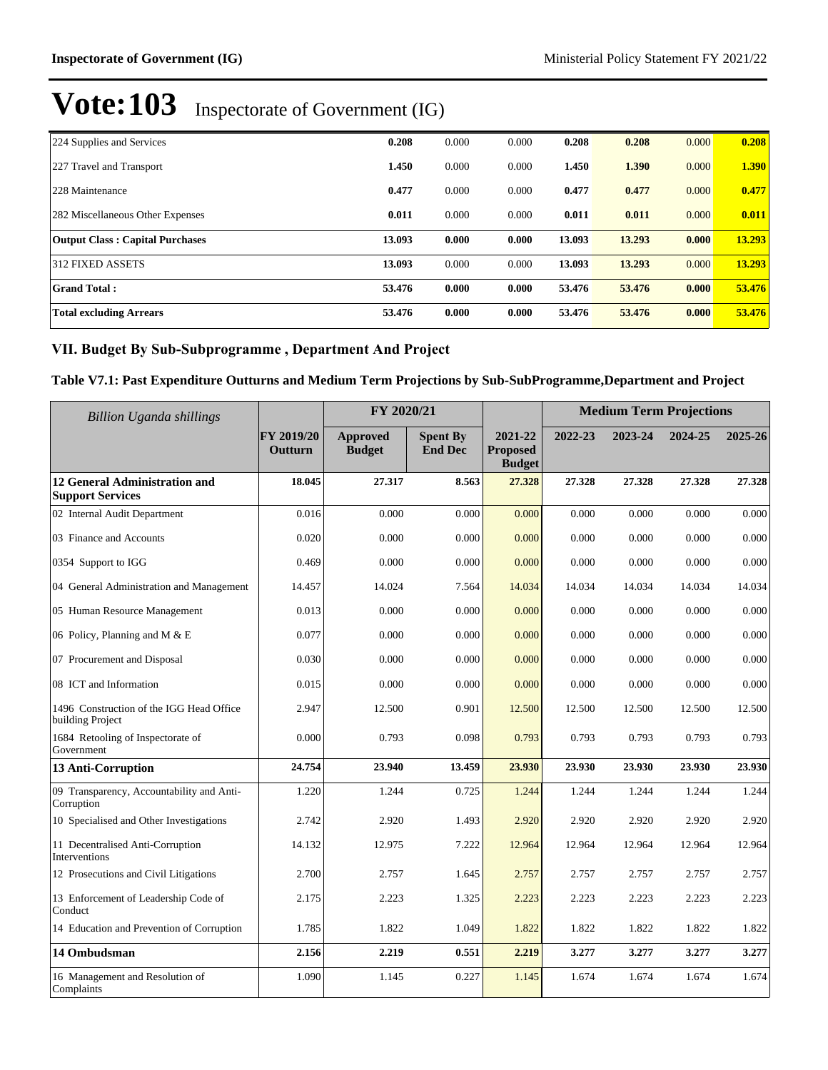# Vote:103 Inspectorate of Government (IG)

| | | | | | | | |
|---|---|---|---|---|---|---|---|
| 224 Supplies and Services | **0.208** | 0.000 | 0.000 | **0.208** | **0.208** | 0.000 | **0.208** |
| 227 Travel and Transport | **1.450** | 0.000 | 0.000 | **1.450** | **1.390** | 0.000 | **1.390** |
| 228 Maintenance | **0.477** | 0.000 | 0.000 | **0.477** | **0.477** | 0.000 | **0.477** |
| 282 Miscellaneous Other Expenses | **0.011** | 0.000 | 0.000 | **0.011** | **0.011** | 0.000 | **0.011** |
| **Output Class : Capital Purchases** | **13.093** | **0.000** | **0.000** | **13.093** | **13.293** | **0.000** | **13.293** |
| 312 FIXED ASSETS | **13.093** | 0.000 | 0.000 | **13.093** | **13.293** | 0.000 | **13.293** |
| **Grand Total :** | **53.476** | **0.000** | **0.000** | **53.476** | **53.476** | **0.000** | **53.476** |
| **Total excluding Arrears** | **53.476** | **0.000** | **0.000** | **53.476** | **53.476** | **0.000** | **53.476** |

## VII. Budget By Sub-Subprogramme , Department And Project

### Table V7.1: Past Expenditure Outturns and Medium Term Projections by Sub-SubProgramme,Department and Project

| *Billion Uganda shillings* | | FY 2020/21 | | | Medium Term Projections | | | |
|---|---|---|---|---|---|---|---|---|
| | FY 2019/20 Outturn | Approved Budget | Spent By End Dec | 2021-22 Proposed Budget | 2022-23 | 2023-24 | 2024-25 | 2025-26 |
| **12 General Administration and Support Services** | **18.045** | **27.317** | **8.563** | **27.328** | **27.328** | **27.328** | **27.328** | **27.328** |
| 02 Internal Audit Department | 0.016 | 0.000 | 0.000 | 0.000 | 0.000 | 0.000 | 0.000 | 0.000 |
| 03 Finance and Accounts | 0.020 | 0.000 | 0.000 | 0.000 | 0.000 | 0.000 | 0.000 | 0.000 |
| 0354 Support to IGG | 0.469 | 0.000 | 0.000 | 0.000 | 0.000 | 0.000 | 0.000 | 0.000 |
| 04 General Administration and Management | 14.457 | 14.024 | 7.564 | 14.034 | 14.034 | 14.034 | 14.034 | 14.034 |
| 05 Human Resource Management | 0.013 | 0.000 | 0.000 | 0.000 | 0.000 | 0.000 | 0.000 | 0.000 |
| 06 Policy, Planning and M & E | 0.077 | 0.000 | 0.000 | 0.000 | 0.000 | 0.000 | 0.000 | 0.000 |
| 07 Procurement and Disposal | 0.030 | 0.000 | 0.000 | 0.000 | 0.000 | 0.000 | 0.000 | 0.000 |
| 08 ICT and Information | 0.015 | 0.000 | 0.000 | 0.000 | 0.000 | 0.000 | 0.000 | 0.000 |
| 1496 Construction of the IGG Head Office building Project | 2.947 | 12.500 | 0.901 | 12.500 | 12.500 | 12.500 | 12.500 | 12.500 |
| 1684 Retooling of Inspectorate of Government | 0.000 | 0.793 | 0.098 | 0.793 | 0.793 | 0.793 | 0.793 | 0.793 |
| **13 Anti-Corruption** | **24.754** | **23.940** | **13.459** | **23.930** | **23.930** | **23.930** | **23.930** | **23.930** |
| 09 Transparency, Accountability and Anti-Corruption | 1.220 | 1.244 | 0.725 | 1.244 | 1.244 | 1.244 | 1.244 | 1.244 |
| 10 Specialised and Other Investigations | 2.742 | 2.920 | 1.493 | 2.920 | 2.920 | 2.920 | 2.920 | 2.920 |
| 11 Decentralised Anti-Corruption Interventions | 14.132 | 12.975 | 7.222 | 12.964 | 12.964 | 12.964 | 12.964 | 12.964 |
| 12 Prosecutions and Civil Litigations | 2.700 | 2.757 | 1.645 | 2.757 | 2.757 | 2.757 | 2.757 | 2.757 |
| 13 Enforcement of Leadership Code of Conduct | 2.175 | 2.223 | 1.325 | 2.223 | 2.223 | 2.223 | 2.223 | 2.223 |
| 14 Education and Prevention of Corruption | 1.785 | 1.822 | 1.049 | 1.822 | 1.822 | 1.822 | 1.822 | 1.822 |
| **14 Ombudsman** | **2.156** | **2.219** | **0.551** | **2.219** | **3.277** | **3.277** | **3.277** | **3.277** |
| 16 Management and Resolution of Complaints | 1.090 | 1.145 | 0.227 | 1.145 | 1.674 | 1.674 | 1.674 | 1.674 |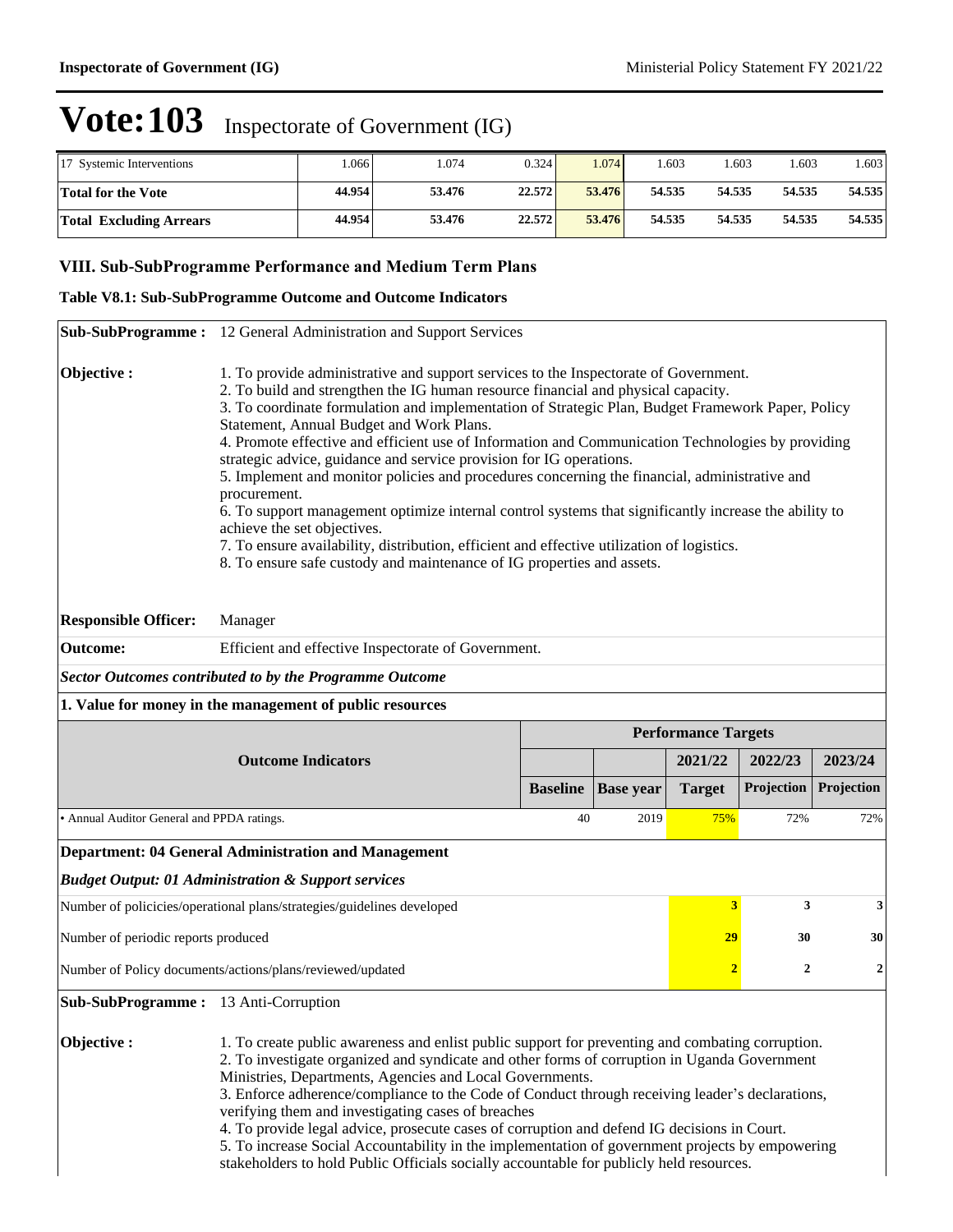# Vote:103 Inspectorate of Government (IG)

| 17 Systemic Interventions | 1.066 | 1.074 | 0.324 | 1.074 | 1.603 | 1.603 | 1.603 | 1.603 |
|---|---|---|---|---|---|---|---|---|
| **Total for the Vote** | **44.954** | **53.476** | **22.572** | **53.476** | **54.535** | **54.535** | **54.535** | **54.535** |
| **Total Excluding Arrears** | **44.954** | **53.476** | **22.572** | **53.476** | **54.535** | **54.535** | **54.535** | **54.535** |

## VIII. Sub-SubProgramme Performance and Medium Term Plans

### Table V8.1: Sub-SubProgramme Outcome and Outcome Indicators

**Sub-SubProgramme :** 12 General Administration and Support Services

**Objective :**

1. To provide administrative and support services to the Inspectorate of Government.
2. To build and strengthen the IG human resource financial and physical capacity.
3. To coordinate formulation and implementation of Strategic Plan, Budget Framework Paper, Policy Statement, Annual Budget and Work Plans.
4. Promote effective and efficient use of Information and Communication Technologies by providing strategic advice, guidance and service provision for IG operations.
5. Implement and monitor policies and procedures concerning the financial, administrative and procurement.
6. To support management optimize internal control systems that significantly increase the ability to achieve the set objectives.
7. To ensure availability, distribution, efficient and effective utilization of logistics.
8. To ensure safe custody and maintenance of IG properties and assets.

**Responsible Officer:** Manager

**Outcome:** Efficient and effective Inspectorate of Government.

***Sector Outcomes contributed to by the Programme Outcome***

**1. Value for money in the management of public resources**

| Outcome Indicators | Performance Targets | | | | |
|---|---|---|---|---|---|
| | | | 2021/22 | 2022/23 | 2023/24 |
| | Baseline | Base year | Target | Projection | Projection |
| • Annual Auditor General and PPDA ratings. | 40 | 2019 | 75% | 72% | 72% |

**Department: 04 General Administration and Management**

***Budget Output: 01 Administration & Support services***

| | 2021/22 Target | 2022/23 Projection | 2023/24 Projection |
|---|---|---|---|
| Number of policicies/operational plans/strategies/guidelines developed | 3 | 3 | 3 |
| Number of periodic reports produced | 29 | 30 | 30 |
| Number of Policy documents/actions/plans/reviewed/updated | 2 | 2 | 2 |

**Sub-SubProgramme :** 13 Anti-Corruption

**Objective :**

1. To create public awareness and enlist public support for preventing and combating corruption.
2. To investigate organized and syndicate and other forms of corruption in Uganda Government Ministries, Departments, Agencies and Local Governments.
3. Enforce adherence/compliance to the Code of Conduct through receiving leader's declarations, verifying them and investigating cases of breaches
4. To provide legal advice, prosecute cases of corruption and defend IG decisions in Court.
5. To increase Social Accountability in the implementation of government projects by empowering stakeholders to hold Public Officials socially accountable for publicly held resources.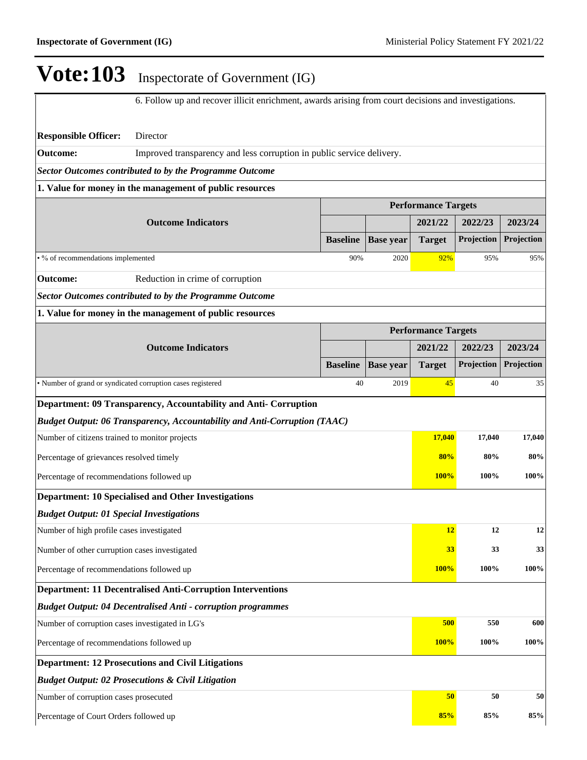# Vote:103 Inspectorate of Government (IG)

6. Follow up and recover illicit enrichment, awards arising from court decisions and investigations.

**Responsible Officer:** Director

**Outcome:** Improved transparency and less corruption in public service delivery.

***Sector Outcomes contributed to by the Programme Outcome***

**1. Value for money in the management of public resources**

| Outcome Indicators | Performance Targets | | | | |
|---|---|---|---|---|---|
| | | | 2021/22 | 2022/23 | 2023/24 |
| | Baseline | Base year | Target | Projection | Projection |
| • % of recommendations implemented | 90% | 2020 | 92% | 95% | 95% |

**Outcome:** Reduction in crime of corruption

***Sector Outcomes contributed to by the Programme Outcome***

**1. Value for money in the management of public resources**

| Outcome Indicators | Performance Targets | | | | |
|---|---|---|---|---|---|
| | | | 2021/22 | 2022/23 | 2023/24 |
| | Baseline | Base year | Target | Projection | Projection |
| • Number of grand or syndicated corruption cases registered | 40 | 2019 | 45 | 40 | 35 |

**Department: 09 Transparency, Accountability and Anti- Corruption**

***Budget Output: 06 Transparency, Accountability and Anti-Corruption (TAAC)***

| Indicator | 2021/22 | 2022/23 | 2023/24 |
|---|---|---|---|
| Number of citizens trained to monitor projects | **17,040** | **17,040** | **17,040** |
| Percentage of grievances resolved timely | **80%** | **80%** | **80%** |
| Percentage of recommendations followed up | **100%** | **100%** | **100%** |

**Department: 10 Specialised and Other Investigations**

***Budget Output: 01 Special Investigations***

| Indicator | 2021/22 | 2022/23 | 2023/24 |
|---|---|---|---|
| Number of high profile cases investigated | **12** | **12** | **12** |
| Number of other curruption cases investigated | **33** | **33** | **33** |
| Percentage of recommendations followed up | **100%** | **100%** | **100%** |

**Department: 11 Decentralised Anti-Corruption Interventions**

***Budget Output: 04 Decentralised Anti - corruption programmes***

| Indicator | 2021/22 | 2022/23 | 2023/24 |
|---|---|---|---|
| Number of corruption cases investigated in LG's | **500** | **550** | **600** |
| Percentage of recommendations followed up | **100%** | **100%** | **100%** |

**Department: 12 Prosecutions and Civil Litigations**

***Budget Output: 02 Prosecutions & Civil Litigation***

| Indicator | 2021/22 | 2022/23 | 2023/24 |
|---|---|---|---|
| Number of corruption cases prosecuted | **50** | **50** | **50** |
| Percentage of Court Orders followed up | **85%** | **85%** | **85%** |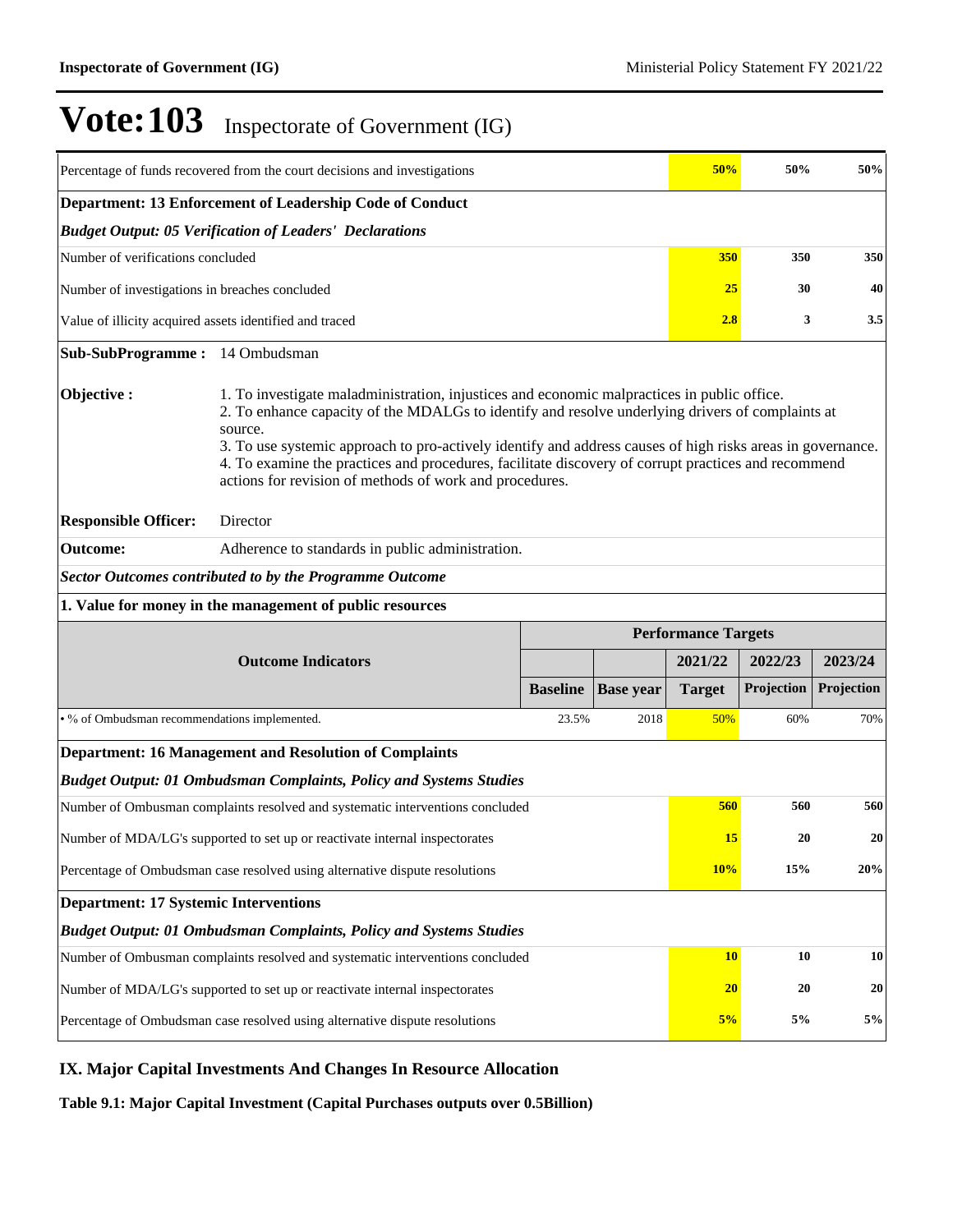# Vote:103 Inspectorate of Government (IG)

| | | | | | |
|---|---|---|---|---|---|
| Percentage of funds recovered from the court decisions and investigations | | | 50% | 50% | 50% |
| **Department: 13 Enforcement of Leadership Code of Conduct** | | | | | |
| ***Budget Output: 05 Verification of Leaders' Declarations*** | | | | | |
| Number of verifications concluded | | | 350 | 350 | 350 |
| Number of investigations in breaches concluded | | | 25 | 30 | 40 |
| Value of illicity acquired assets identified and traced | | | 2.8 | 3 | 3.5 |

**Sub-SubProgramme :** 14 Ombudsman

**Objective :**

1. To investigate maladministration, injustices and economic malpractices in public office.
2. To enhance capacity of the MDALGs to identify and resolve underlying drivers of complaints at source.
3. To use systemic approach to pro-actively identify and address causes of high risks areas in governance.
4. To examine the practices and procedures, facilitate discovery of corrupt practices and recommend actions for revision of methods of work and procedures.

**Responsible Officer:** Director

**Outcome:** Adherence to standards in public administration.

***Sector Outcomes contributed to by the Programme Outcome***

**1. Value for money in the management of public resources**

| Outcome Indicators | Performance Targets | | | | |
|---|---|---|---|---|---|
| | | | 2021/22 | 2022/23 | 2023/24 |
| | Baseline | Base year | Target | Projection | Projection |
| • % of Ombudsman recommendations implemented. | 23.5% | 2018 | 50% | 60% | 70% |
| **Department: 16 Management and Resolution of Complaints** | | | | | |
| ***Budget Output: 01 Ombudsman Complaints, Policy and Systems Studies*** | | | | | |
| Number of Ombusman complaints resolved and systematic interventions concluded | | | 560 | 560 | 560 |
| Number of MDA/LG's supported to set up or reactivate internal inspectorates | | | 15 | 20 | 20 |
| Percentage of Ombudsman case resolved using alternative dispute resolutions | | | 10% | 15% | 20% |
| **Department: 17 Systemic Interventions** | | | | | |
| ***Budget Output: 01 Ombudsman Complaints, Policy and Systems Studies*** | | | | | |
| Number of Ombusman complaints resolved and systematic interventions concluded | | | 10 | 10 | 10 |
| Number of MDA/LG's supported to set up or reactivate internal inspectorates | | | 20 | 20 | 20 |
| Percentage of Ombudsman case resolved using alternative dispute resolutions | | | 5% | 5% | 5% |

## IX. Major Capital Investments And Changes In Resource Allocation

**Table 9.1: Major Capital Investment (Capital Purchases outputs over 0.5Billion)**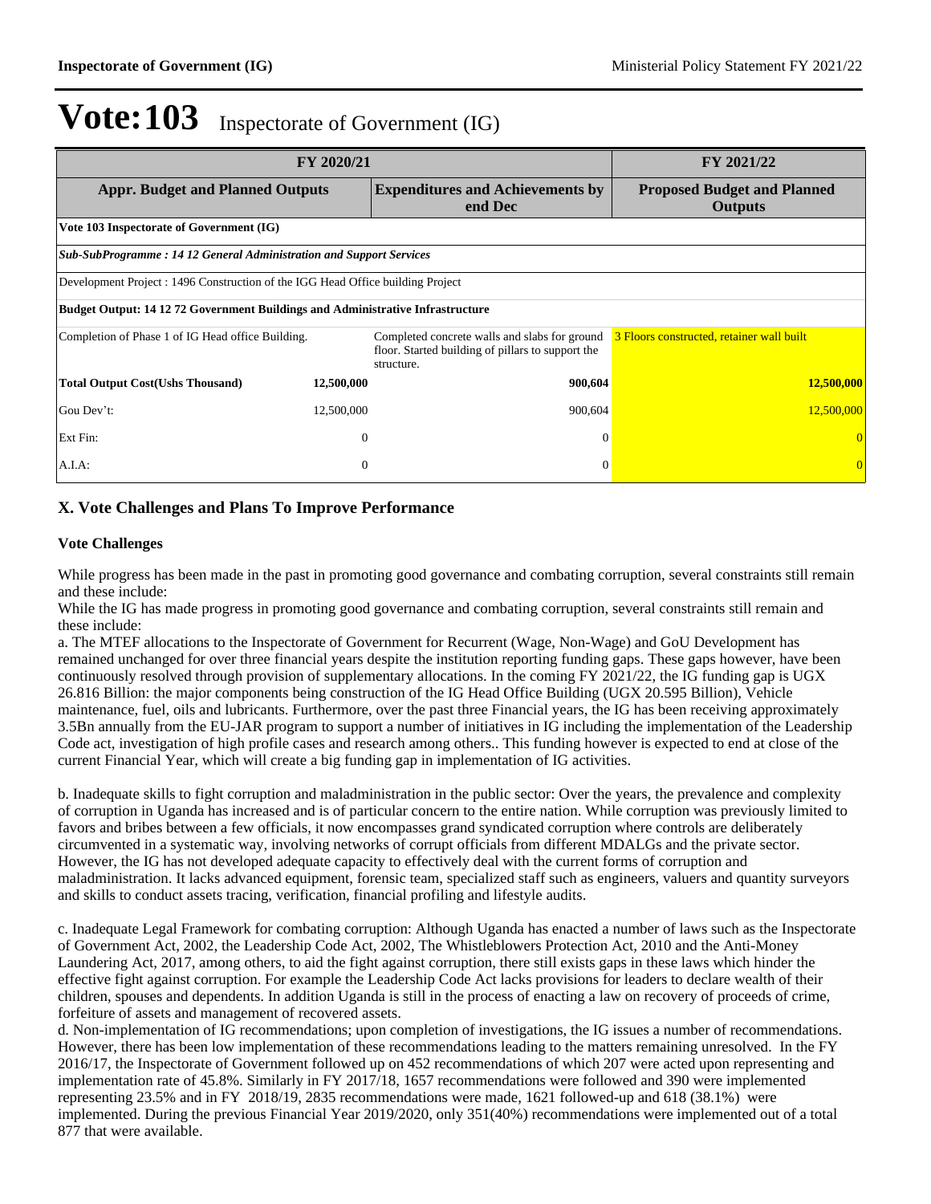# Vote:103 Inspectorate of Government (IG)

| FY 2020/21 | | | FY 2021/22 |
|---|---|---|---|
| **Appr. Budget and Planned Outputs** | | **Expenditures and Achievements by end Dec** | **Proposed Budget and Planned Outputs** |
| **Vote 103 Inspectorate of Government (IG)** | | | |
| ***Sub-SubProgramme : 14 12 General Administration and Support Services*** | | | |
| Development Project : 1496 Construction of the IGG Head Office building Project | | | |
| **Budget Output: 14 12 72 Government Buildings and Administrative Infrastructure** | | | |
| Completion of Phase 1 of IG Head office Building. | | Completed concrete walls and slabs for ground floor. Started building of pillars to support the structure. | 3 Floors constructed, retainer wall built |
| **Total Output Cost(Ushs Thousand)** | **12,500,000** | **900,604** | **12,500,000** |
| Gou Dev't: | 12,500,000 | 900,604 | 12,500,000 |
| Ext Fin: | 0 | 0 | 0 |
| A.I.A: | 0 | 0 | 0 |

## X. Vote Challenges and Plans To Improve Performance

### Vote Challenges

While progress has been made in the past in promoting good governance and combating corruption, several constraints still remain and these include:

While the IG has made progress in promoting good governance and combating corruption, several constraints still remain and these include:

a. The MTEF allocations to the Inspectorate of Government for Recurrent (Wage, Non-Wage) and GoU Development has remained unchanged for over three financial years despite the institution reporting funding gaps. These gaps however, have been continuously resolved through provision of supplementary allocations. In the coming FY 2021/22, the IG funding gap is UGX 26.816 Billion: the major components being construction of the IG Head Office Building (UGX 20.595 Billion), Vehicle maintenance, fuel, oils and lubricants. Furthermore, over the past three Financial years, the IG has been receiving approximately 3.5Bn annually from the EU-JAR program to support a number of initiatives in IG including the implementation of the Leadership Code act, investigation of high profile cases and research among others.. This funding however is expected to end at close of the current Financial Year, which will create a big funding gap in implementation of IG activities.

b. Inadequate skills to fight corruption and maladministration in the public sector: Over the years, the prevalence and complexity of corruption in Uganda has increased and is of particular concern to the entire nation. While corruption was previously limited to favors and bribes between a few officials, it now encompasses grand syndicated corruption where controls are deliberately circumvented in a systematic way, involving networks of corrupt officials from different MDALGs and the private sector. However, the IG has not developed adequate capacity to effectively deal with the current forms of corruption and maladministration. It lacks advanced equipment, forensic team, specialized staff such as engineers, valuers and quantity surveyors and skills to conduct assets tracing, verification, financial profiling and lifestyle audits.

c. Inadequate Legal Framework for combating corruption: Although Uganda has enacted a number of laws such as the Inspectorate of Government Act, 2002, the Leadership Code Act, 2002, The Whistleblowers Protection Act, 2010 and the Anti-Money Laundering Act, 2017, among others, to aid the fight against corruption, there still exists gaps in these laws which hinder the effective fight against corruption. For example the Leadership Code Act lacks provisions for leaders to declare wealth of their children, spouses and dependents. In addition Uganda is still in the process of enacting a law on recovery of proceeds of crime, forfeiture of assets and management of recovered assets.

d. Non-implementation of IG recommendations; upon completion of investigations, the IG issues a number of recommendations. However, there has been low implementation of these recommendations leading to the matters remaining unresolved. In the FY 2016/17, the Inspectorate of Government followed up on 452 recommendations of which 207 were acted upon representing and implementation rate of 45.8%. Similarly in FY 2017/18, 1657 recommendations were followed and 390 were implemented representing 23.5% and in FY 2018/19, 2835 recommendations were made, 1621 followed-up and 618 (38.1%) were implemented. During the previous Financial Year 2019/2020, only 351(40%) recommendations were implemented out of a total 877 that were available.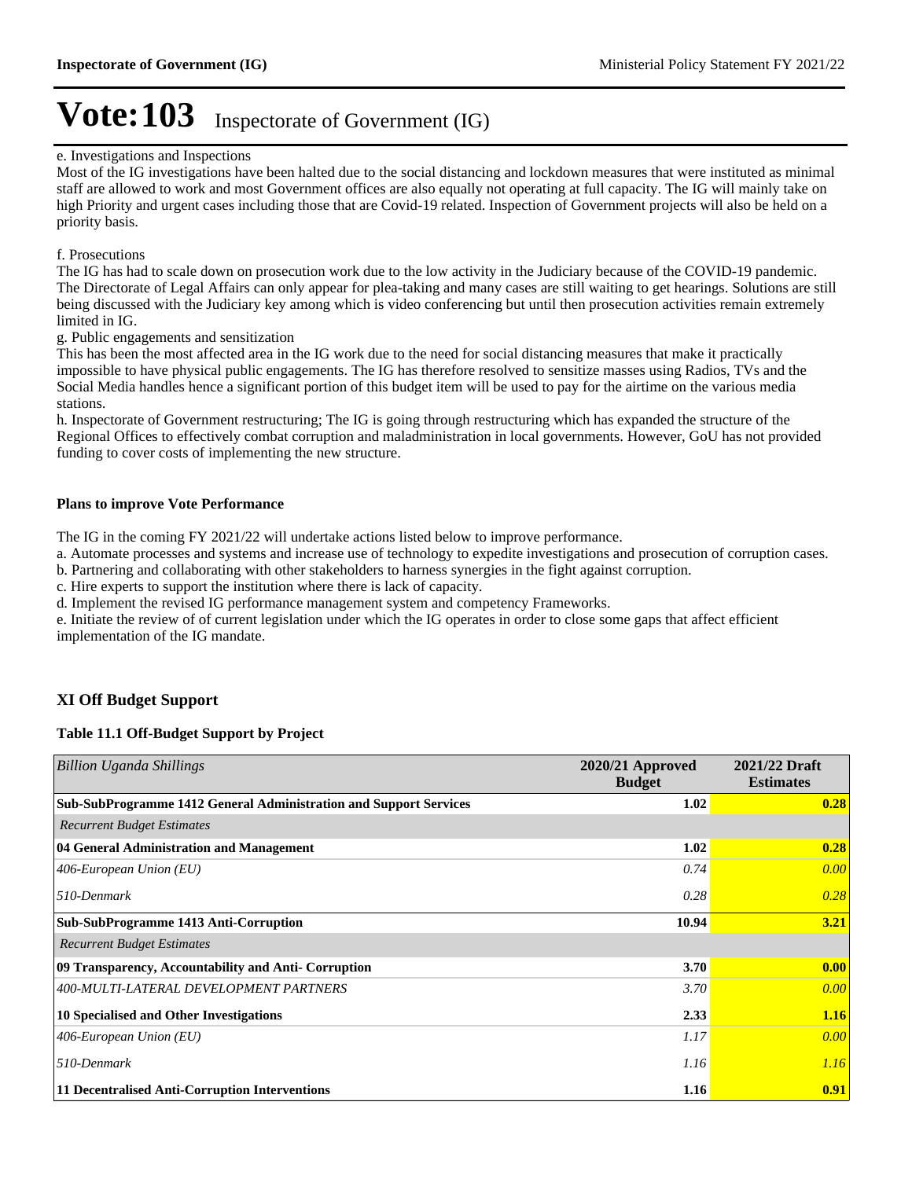# Vote:103 Inspectorate of Government (IG)

e. Investigations and Inspections
Most of the IG investigations have been halted due to the social distancing and lockdown measures that were instituted as minimal staff are allowed to work and most Government offices are also equally not operating at full capacity. The IG will mainly take on high Priority and urgent cases including those that are Covid-19 related. Inspection of Government projects will also be held on a priority basis.

f. Prosecutions
The IG has had to scale down on prosecution work due to the low activity in the Judiciary because of the COVID-19 pandemic. The Directorate of Legal Affairs can only appear for plea-taking and many cases are still waiting to get hearings. Solutions are still being discussed with the Judiciary key among which is video conferencing but until then prosecution activities remain extremely limited in IG.

g. Public engagements and sensitization
This has been the most affected area in the IG work due to the need for social distancing measures that make it practically impossible to have physical public engagements. The IG has therefore resolved to sensitize masses using Radios, TVs and the Social Media handles hence a significant portion of this budget item will be used to pay for the airtime on the various media stations.

h. Inspectorate of Government restructuring; The IG is going through restructuring which has expanded the structure of the Regional Offices to effectively combat corruption and maladministration in local governments. However, GoU has not provided funding to cover costs of implementing the new structure.

**Plans to improve Vote Performance**

The IG in the coming FY 2021/22 will undertake actions listed below to improve performance.
a. Automate processes and systems and increase use of technology to expedite investigations and prosecution of corruption cases.
b. Partnering and collaborating with other stakeholders to harness synergies in the fight against corruption.
c. Hire experts to support the institution where there is lack of capacity.
d. Implement the revised IG performance management system and competency Frameworks.
e. Initiate the review of of current legislation under which the IG operates in order to close some gaps that affect efficient implementation of the IG mandate.

## XI Off Budget Support

**Table 11.1 Off-Budget Support by Project**

| *Billion Uganda Shillings* | 2020/21 Approved Budget | 2021/22 Draft Estimates |
|---|---|---|
| **Sub-SubProgramme 1412 General Administration and Support Services** | **1.02** | **0.28** |
| *Recurrent Budget Estimates* | | |
| **04 General Administration and Management** | **1.02** | **0.28** |
| *406-European Union (EU)* | *0.74* | *0.00* |
| *510-Denmark* | *0.28* | *0.28* |
| **Sub-SubProgramme 1413 Anti-Corruption** | **10.94** | **3.21** |
| *Recurrent Budget Estimates* | | |
| **09 Transparency, Accountability and Anti- Corruption** | **3.70** | **0.00** |
| *400-MULTI-LATERAL DEVELOPMENT PARTNERS* | *3.70* | *0.00* |
| **10 Specialised and Other Investigations** | **2.33** | **1.16** |
| *406-European Union (EU)* | *1.17* | *0.00* |
| *510-Denmark* | *1.16* | *1.16* |
| **11 Decentralised Anti-Corruption Interventions** | **1.16** | **0.91** |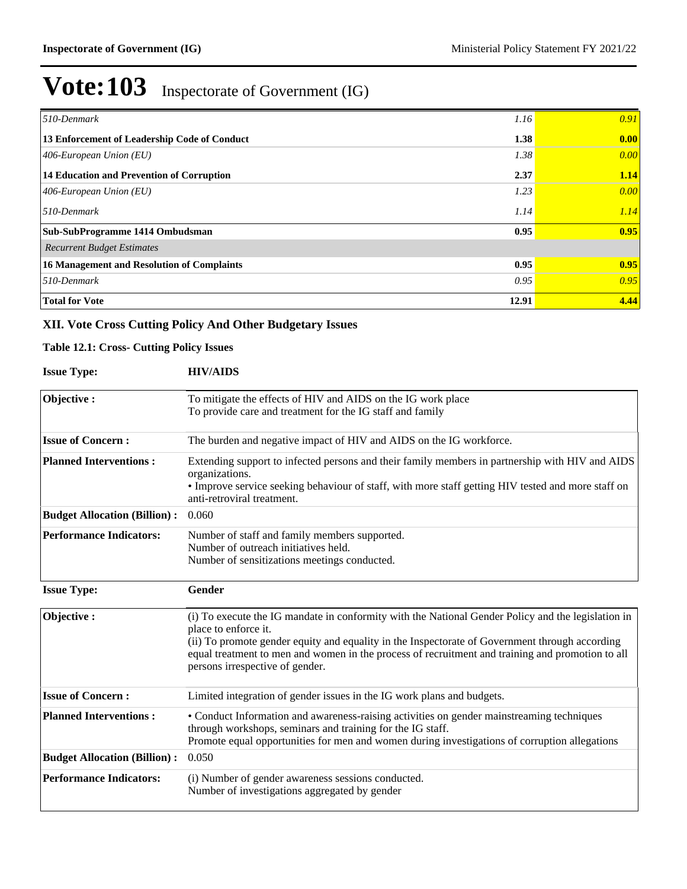# Vote:103 Inspectorate of Government (IG)

| | | |
|---|---|---|
| *510-Denmark* | *1.16* | *0.91* |
| **13 Enforcement of Leadership Code of Conduct** | **1.38** | **0.00** |
| *406-European Union (EU)* | *1.38* | *0.00* |
| **14 Education and Prevention of Corruption** | **2.37** | **1.14** |
| *406-European Union (EU)* | *1.23* | *0.00* |
| *510-Denmark* | *1.14* | *1.14* |
| **Sub-SubProgramme 1414 Ombudsman** | **0.95** | **0.95** |
| *Recurrent Budget Estimates* | | |
| **16 Management and Resolution of Complaints** | **0.95** | **0.95** |
| *510-Denmark* | *0.95* | *0.95* |
| **Total for Vote** | **12.91** | **4.44** |

## XII. Vote Cross Cutting Policy And Other Budgetary Issues

### Table 12.1: Cross- Cutting Policy Issues

**Issue Type:** **HIV/AIDS**

| | |
|---|---|
| **Objective :** | To mitigate the effects of HIV and AIDS on the IG work place<br>To provide care and treatment for the IG staff and family |
| **Issue of Concern :** | The burden and negative impact of HIV and AIDS on the IG workforce. |
| **Planned Interventions :** | Extending support to infected persons and their family members in partnership with HIV and AIDS organizations.<br>• Improve service seeking behaviour of staff, with more staff getting HIV tested and more staff on anti-retroviral treatment. |
| **Budget Allocation (Billion) :** | 0.060 |
| **Performance Indicators:** | Number of staff and family members supported.<br>Number of outreach initiatives held.<br>Number of sensitizations meetings conducted. |

**Issue Type:** **Gender**

| | |
|---|---|
| **Objective :** | (i) To execute the IG mandate in conformity with the National Gender Policy and the legislation in place to enforce it.<br>(ii) To promote gender equity and equality in the Inspectorate of Government through according equal treatment to men and women in the process of recruitment and training and promotion to all persons irrespective of gender. |
| **Issue of Concern :** | Limited integration of gender issues in the IG work plans and budgets. |
| **Planned Interventions :** | • Conduct Information and awareness-raising activities on gender mainstreaming techniques through workshops, seminars and training for the IG staff.<br>Promote equal opportunities for men and women during investigations of corruption allegations |
| **Budget Allocation (Billion) :** | 0.050 |
| **Performance Indicators:** | (i) Number of gender awareness sessions conducted.<br>Number of investigations aggregated by gender |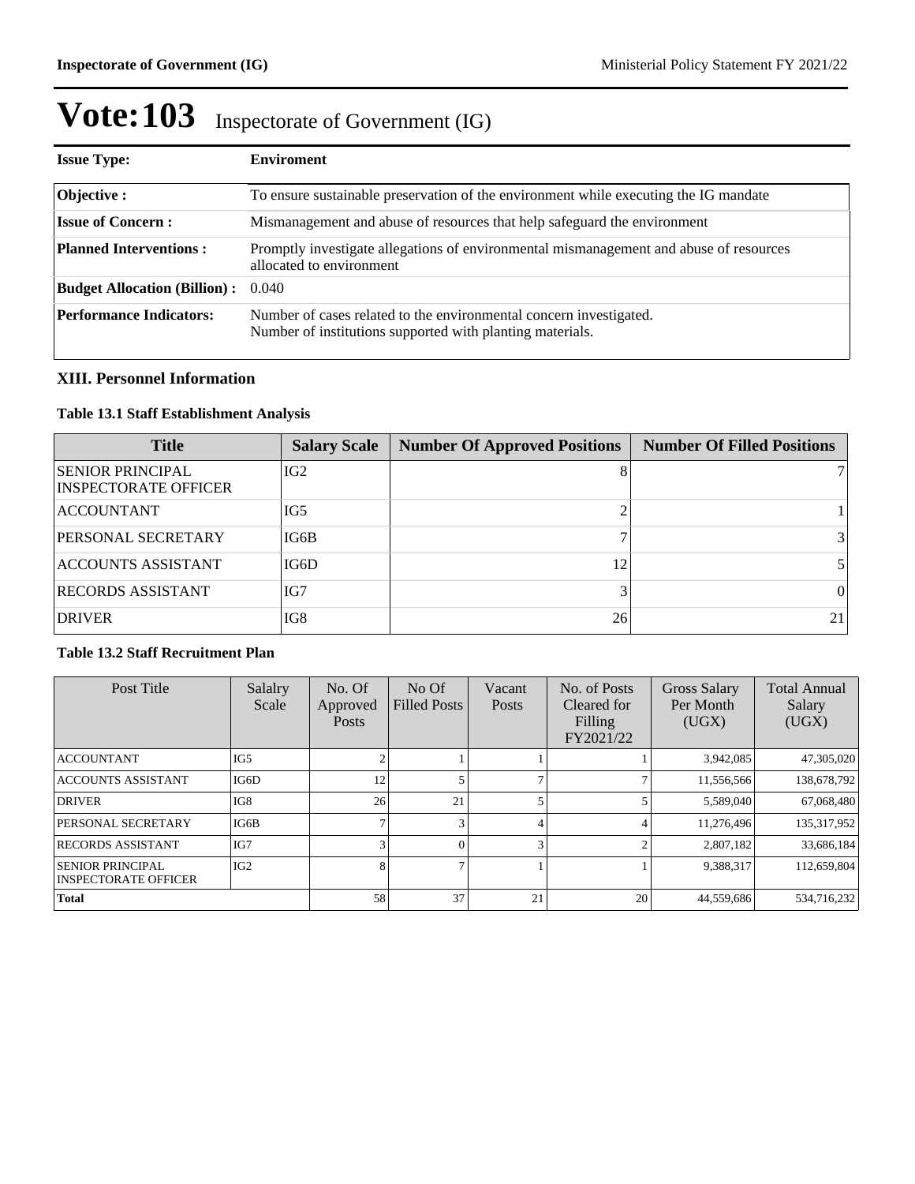# Vote:103 Inspectorate of Government (IG)

| **Issue Type:** | **Enviroment** |
|---|---|
| **Objective :** | To ensure sustainable preservation of the environment while executing the IG mandate |
| **Issue of Concern :** | Mismanagement and abuse of resources that help safeguard the environment |
| **Planned Interventions :** | Promptly investigate allegations of environmental mismanagement and abuse of resources allocated to environment |
| **Budget Allocation (Billion) :** | 0.040 |
| **Performance Indicators:** | Number of cases related to the environmental concern investigated.<br>Number of institutions supported with planting materials. |

## XIII. Personnel Information

### Table 13.1 Staff Establishment Analysis

| Title | Salary Scale | Number Of Approved Positions | Number Of Filled Positions |
|---|---|---|---|
| SENIOR PRINCIPAL INSPECTORATE OFFICER | IG2 | 8 | 7 |
| ACCOUNTANT | IG5 | 2 | 1 |
| PERSONAL SECRETARY | IG6B | 7 | 3 |
| ACCOUNTS ASSISTANT | IG6D | 12 | 5 |
| RECORDS ASSISTANT | IG7 | 3 | 0 |
| DRIVER | IG8 | 26 | 21 |

### Table 13.2 Staff Recruitment Plan

| Post Title | Salalry Scale | No. Of Approved Posts | No Of Filled Posts | Vacant Posts | No. of Posts Cleared for Filling FY2021/22 | Gross Salary Per Month (UGX) | Total Annual Salary (UGX) |
|---|---|---|---|---|---|---|---|
| ACCOUNTANT | IG5 | 2 | 1 | 1 | 1 | 3,942,085 | 47,305,020 |
| ACCOUNTS ASSISTANT | IG6D | 12 | 5 | 7 | 7 | 11,556,566 | 138,678,792 |
| DRIVER | IG8 | 26 | 21 | 5 | 5 | 5,589,040 | 67,068,480 |
| PERSONAL SECRETARY | IG6B | 7 | 3 | 4 | 4 | 11,276,496 | 135,317,952 |
| RECORDS ASSISTANT | IG7 | 3 | 0 | 3 | 2 | 2,807,182 | 33,686,184 |
| SENIOR PRINCIPAL INSPECTORATE OFFICER | IG2 | 8 | 7 | 1 | 1 | 9,388,317 | 112,659,804 |
| **Total** | | 58 | 37 | 21 | 20 | 44,559,686 | 534,716,232 |